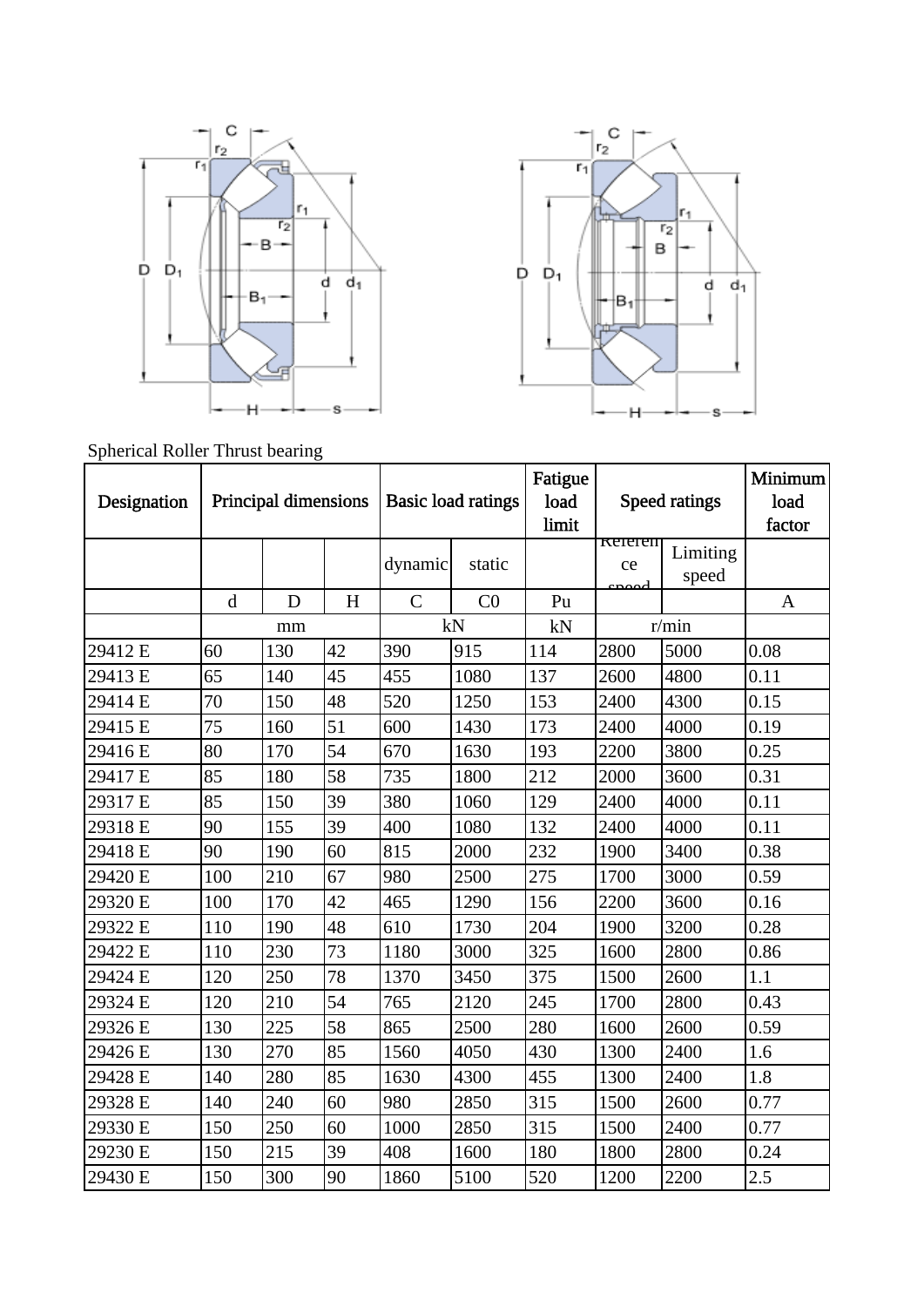Spherical Roller Thrust bearing

| Designation | Principal dimensions | | | Basic load ratings | | Fatigue load limit | Speed ratings | | Minimum load factor |
|---|---|---|---|---|---|---|---|---|---|
| | | | | dynamic | static | | Reference speed | Limiting speed | |
| | d | D | H | C | C0 | Pu | | | A |
| | mm | | | kN | | kN | r/min | | |
| 29412 E | 60 | 130 | 42 | 390 | 915 | 114 | 2800 | 5000 | 0.08 |
| 29413 E | 65 | 140 | 45 | 455 | 1080 | 137 | 2600 | 4800 | 0.11 |
| 29414 E | 70 | 150 | 48 | 520 | 1250 | 153 | 2400 | 4300 | 0.15 |
| 29415 E | 75 | 160 | 51 | 600 | 1430 | 173 | 2400 | 4000 | 0.19 |
| 29416 E | 80 | 170 | 54 | 670 | 1630 | 193 | 2200 | 3800 | 0.25 |
| 29417 E | 85 | 180 | 58 | 735 | 1800 | 212 | 2000 | 3600 | 0.31 |
| 29317 E | 85 | 150 | 39 | 380 | 1060 | 129 | 2400 | 4000 | 0.11 |
| 29318 E | 90 | 155 | 39 | 400 | 1080 | 132 | 2400 | 4000 | 0.11 |
| 29418 E | 90 | 190 | 60 | 815 | 2000 | 232 | 1900 | 3400 | 0.38 |
| 29420 E | 100 | 210 | 67 | 980 | 2500 | 275 | 1700 | 3000 | 0.59 |
| 29320 E | 100 | 170 | 42 | 465 | 1290 | 156 | 2200 | 3600 | 0.16 |
| 29322 E | 110 | 190 | 48 | 610 | 1730 | 204 | 1900 | 3200 | 0.28 |
| 29422 E | 110 | 230 | 73 | 1180 | 3000 | 325 | 1600 | 2800 | 0.86 |
| 29424 E | 120 | 250 | 78 | 1370 | 3450 | 375 | 1500 | 2600 | 1.1 |
| 29324 E | 120 | 210 | 54 | 765 | 2120 | 245 | 1700 | 2800 | 0.43 |
| 29326 E | 130 | 225 | 58 | 865 | 2500 | 280 | 1600 | 2600 | 0.59 |
| 29426 E | 130 | 270 | 85 | 1560 | 4050 | 430 | 1300 | 2400 | 1.6 |
| 29428 E | 140 | 280 | 85 | 1630 | 4300 | 455 | 1300 | 2400 | 1.8 |
| 29328 E | 140 | 240 | 60 | 980 | 2850 | 315 | 1500 | 2600 | 0.77 |
| 29330 E | 150 | 250 | 60 | 1000 | 2850 | 315 | 1500 | 2400 | 0.77 |
| 29230 E | 150 | 215 | 39 | 408 | 1600 | 180 | 1800 | 2800 | 0.24 |
| 29430 E | 150 | 300 | 90 | 1860 | 5100 | 520 | 1200 | 2200 | 2.5 |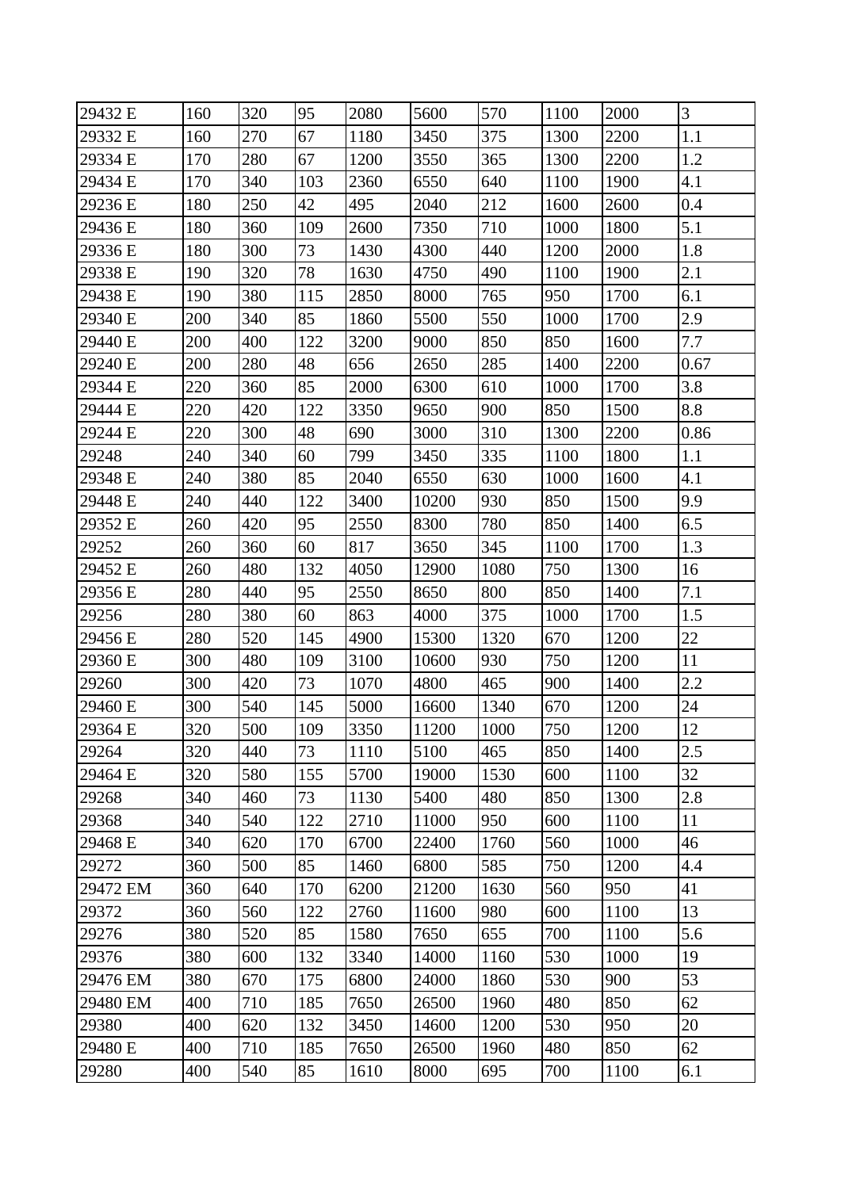| 29432 E | 160 | 320 | 95 | 2080 | 5600 | 570 | 1100 | 2000 | 3 |
|---|---|---|---|---|---|---|---|---|---|
| 29332 E | 160 | 270 | 67 | 1180 | 3450 | 375 | 1300 | 2200 | 1.1 |
| 29334 E | 170 | 280 | 67 | 1200 | 3550 | 365 | 1300 | 2200 | 1.2 |
| 29434 E | 170 | 340 | 103 | 2360 | 6550 | 640 | 1100 | 1900 | 4.1 |
| 29236 E | 180 | 250 | 42 | 495 | 2040 | 212 | 1600 | 2600 | 0.4 |
| 29436 E | 180 | 360 | 109 | 2600 | 7350 | 710 | 1000 | 1800 | 5.1 |
| 29336 E | 180 | 300 | 73 | 1430 | 4300 | 440 | 1200 | 2000 | 1.8 |
| 29338 E | 190 | 320 | 78 | 1630 | 4750 | 490 | 1100 | 1900 | 2.1 |
| 29438 E | 190 | 380 | 115 | 2850 | 8000 | 765 | 950 | 1700 | 6.1 |
| 29340 E | 200 | 340 | 85 | 1860 | 5500 | 550 | 1000 | 1700 | 2.9 |
| 29440 E | 200 | 400 | 122 | 3200 | 9000 | 850 | 850 | 1600 | 7.7 |
| 29240 E | 200 | 280 | 48 | 656 | 2650 | 285 | 1400 | 2200 | 0.67 |
| 29344 E | 220 | 360 | 85 | 2000 | 6300 | 610 | 1000 | 1700 | 3.8 |
| 29444 E | 220 | 420 | 122 | 3350 | 9650 | 900 | 850 | 1500 | 8.8 |
| 29244 E | 220 | 300 | 48 | 690 | 3000 | 310 | 1300 | 2200 | 0.86 |
| 29248 | 240 | 340 | 60 | 799 | 3450 | 335 | 1100 | 1800 | 1.1 |
| 29348 E | 240 | 380 | 85 | 2040 | 6550 | 630 | 1000 | 1600 | 4.1 |
| 29448 E | 240 | 440 | 122 | 3400 | 10200 | 930 | 850 | 1500 | 9.9 |
| 29352 E | 260 | 420 | 95 | 2550 | 8300 | 780 | 850 | 1400 | 6.5 |
| 29252 | 260 | 360 | 60 | 817 | 3650 | 345 | 1100 | 1700 | 1.3 |
| 29452 E | 260 | 480 | 132 | 4050 | 12900 | 1080 | 750 | 1300 | 16 |
| 29356 E | 280 | 440 | 95 | 2550 | 8650 | 800 | 850 | 1400 | 7.1 |
| 29256 | 280 | 380 | 60 | 863 | 4000 | 375 | 1000 | 1700 | 1.5 |
| 29456 E | 280 | 520 | 145 | 4900 | 15300 | 1320 | 670 | 1200 | 22 |
| 29360 E | 300 | 480 | 109 | 3100 | 10600 | 930 | 750 | 1200 | 11 |
| 29260 | 300 | 420 | 73 | 1070 | 4800 | 465 | 900 | 1400 | 2.2 |
| 29460 E | 300 | 540 | 145 | 5000 | 16600 | 1340 | 670 | 1200 | 24 |
| 29364 E | 320 | 500 | 109 | 3350 | 11200 | 1000 | 750 | 1200 | 12 |
| 29264 | 320 | 440 | 73 | 1110 | 5100 | 465 | 850 | 1400 | 2.5 |
| 29464 E | 320 | 580 | 155 | 5700 | 19000 | 1530 | 600 | 1100 | 32 |
| 29268 | 340 | 460 | 73 | 1130 | 5400 | 480 | 850 | 1300 | 2.8 |
| 29368 | 340 | 540 | 122 | 2710 | 11000 | 950 | 600 | 1100 | 11 |
| 29468 E | 340 | 620 | 170 | 6700 | 22400 | 1760 | 560 | 1000 | 46 |
| 29272 | 360 | 500 | 85 | 1460 | 6800 | 585 | 750 | 1200 | 4.4 |
| 29472 EM | 360 | 640 | 170 | 6200 | 21200 | 1630 | 560 | 950 | 41 |
| 29372 | 360 | 560 | 122 | 2760 | 11600 | 980 | 600 | 1100 | 13 |
| 29276 | 380 | 520 | 85 | 1580 | 7650 | 655 | 700 | 1100 | 5.6 |
| 29376 | 380 | 600 | 132 | 3340 | 14000 | 1160 | 530 | 1000 | 19 |
| 29476 EM | 380 | 670 | 175 | 6800 | 24000 | 1860 | 530 | 900 | 53 |
| 29480 EM | 400 | 710 | 185 | 7650 | 26500 | 1960 | 480 | 850 | 62 |
| 29380 | 400 | 620 | 132 | 3450 | 14600 | 1200 | 530 | 950 | 20 |
| 29480 E | 400 | 710 | 185 | 7650 | 26500 | 1960 | 480 | 850 | 62 |
| 29280 | 400 | 540 | 85 | 1610 | 8000 | 695 | 700 | 1100 | 6.1 |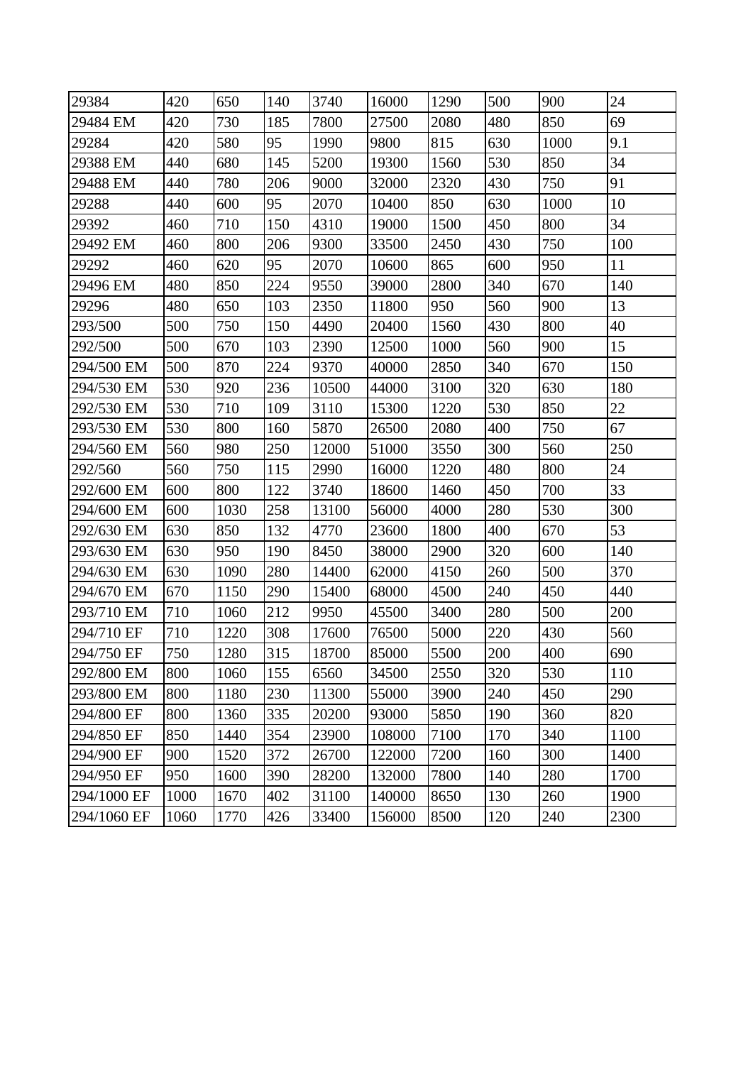| | | | | | | | | | |
|---|---|---|---|---|---|---|---|---|---|
| 29384 | 420 | 650 | 140 | 3740 | 16000 | 1290 | 500 | 900 | 24 |
| 29484 EM | 420 | 730 | 185 | 7800 | 27500 | 2080 | 480 | 850 | 69 |
| 29284 | 420 | 580 | 95 | 1990 | 9800 | 815 | 630 | 1000 | 9.1 |
| 29388 EM | 440 | 680 | 145 | 5200 | 19300 | 1560 | 530 | 850 | 34 |
| 29488 EM | 440 | 780 | 206 | 9000 | 32000 | 2320 | 430 | 750 | 91 |
| 29288 | 440 | 600 | 95 | 2070 | 10400 | 850 | 630 | 1000 | 10 |
| 29392 | 460 | 710 | 150 | 4310 | 19000 | 1500 | 450 | 800 | 34 |
| 29492 EM | 460 | 800 | 206 | 9300 | 33500 | 2450 | 430 | 750 | 100 |
| 29292 | 460 | 620 | 95 | 2070 | 10600 | 865 | 600 | 950 | 11 |
| 29496 EM | 480 | 850 | 224 | 9550 | 39000 | 2800 | 340 | 670 | 140 |
| 29296 | 480 | 650 | 103 | 2350 | 11800 | 950 | 560 | 900 | 13 |
| 293/500 | 500 | 750 | 150 | 4490 | 20400 | 1560 | 430 | 800 | 40 |
| 292/500 | 500 | 670 | 103 | 2390 | 12500 | 1000 | 560 | 900 | 15 |
| 294/500 EM | 500 | 870 | 224 | 9370 | 40000 | 2850 | 340 | 670 | 150 |
| 294/530 EM | 530 | 920 | 236 | 10500 | 44000 | 3100 | 320 | 630 | 180 |
| 292/530 EM | 530 | 710 | 109 | 3110 | 15300 | 1220 | 530 | 850 | 22 |
| 293/530 EM | 530 | 800 | 160 | 5870 | 26500 | 2080 | 400 | 750 | 67 |
| 294/560 EM | 560 | 980 | 250 | 12000 | 51000 | 3550 | 300 | 560 | 250 |
| 292/560 | 560 | 750 | 115 | 2990 | 16000 | 1220 | 480 | 800 | 24 |
| 292/600 EM | 600 | 800 | 122 | 3740 | 18600 | 1460 | 450 | 700 | 33 |
| 294/600 EM | 600 | 1030 | 258 | 13100 | 56000 | 4000 | 280 | 530 | 300 |
| 292/630 EM | 630 | 850 | 132 | 4770 | 23600 | 1800 | 400 | 670 | 53 |
| 293/630 EM | 630 | 950 | 190 | 8450 | 38000 | 2900 | 320 | 600 | 140 |
| 294/630 EM | 630 | 1090 | 280 | 14400 | 62000 | 4150 | 260 | 500 | 370 |
| 294/670 EM | 670 | 1150 | 290 | 15400 | 68000 | 4500 | 240 | 450 | 440 |
| 293/710 EM | 710 | 1060 | 212 | 9950 | 45500 | 3400 | 280 | 500 | 200 |
| 294/710 EF | 710 | 1220 | 308 | 17600 | 76500 | 5000 | 220 | 430 | 560 |
| 294/750 EF | 750 | 1280 | 315 | 18700 | 85000 | 5500 | 200 | 400 | 690 |
| 292/800 EM | 800 | 1060 | 155 | 6560 | 34500 | 2550 | 320 | 530 | 110 |
| 293/800 EM | 800 | 1180 | 230 | 11300 | 55000 | 3900 | 240 | 450 | 290 |
| 294/800 EF | 800 | 1360 | 335 | 20200 | 93000 | 5850 | 190 | 360 | 820 |
| 294/850 EF | 850 | 1440 | 354 | 23900 | 108000 | 7100 | 170 | 340 | 1100 |
| 294/900 EF | 900 | 1520 | 372 | 26700 | 122000 | 7200 | 160 | 300 | 1400 |
| 294/950 EF | 950 | 1600 | 390 | 28200 | 132000 | 7800 | 140 | 280 | 1700 |
| 294/1000 EF | 1000 | 1670 | 402 | 31100 | 140000 | 8650 | 130 | 260 | 1900 |
| 294/1060 EF | 1060 | 1770 | 426 | 33400 | 156000 | 8500 | 120 | 240 | 2300 |